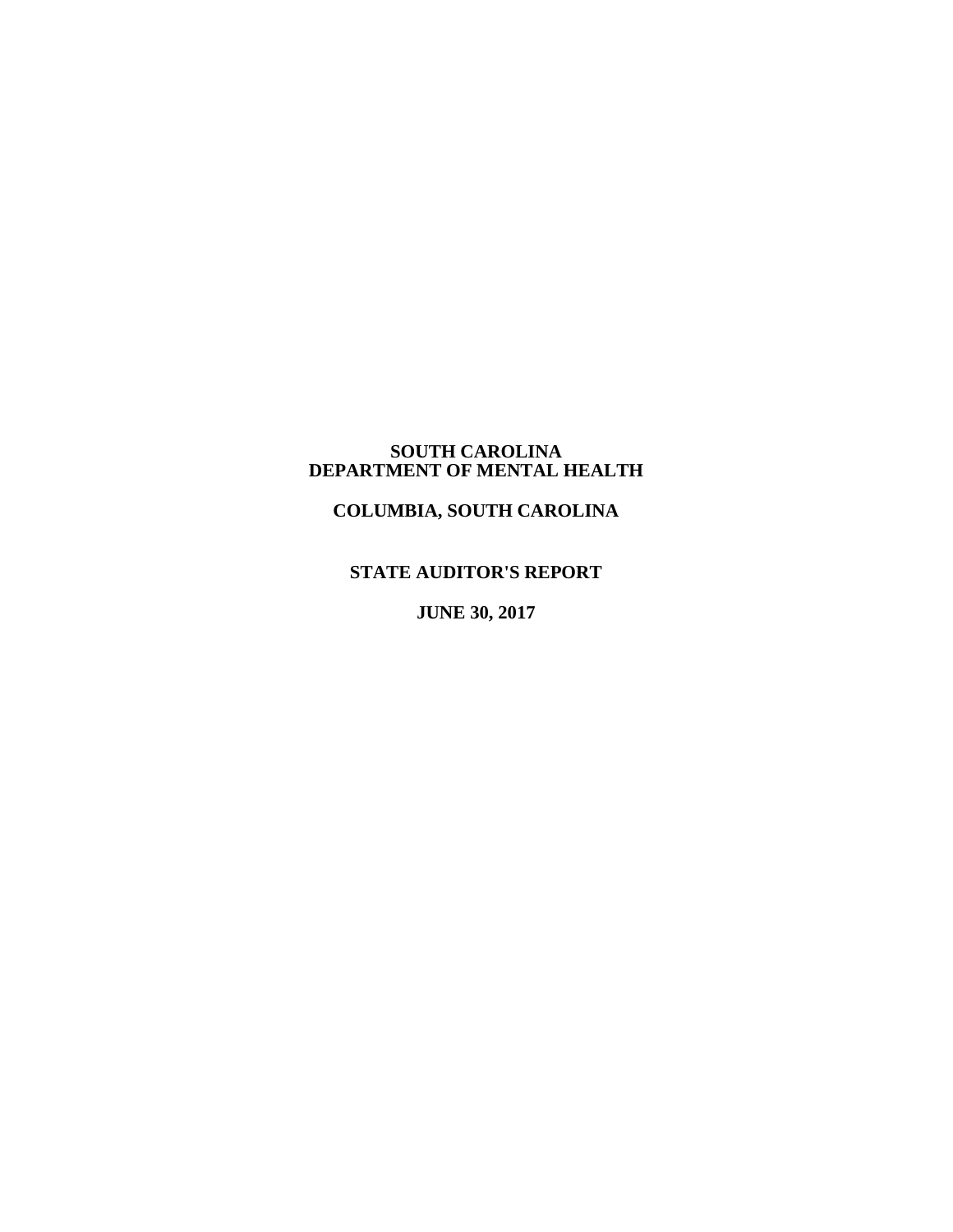# SOUTH CAROLINA
# DEPARTMENT OF MENTAL HEALTH

## COLUMBIA, SOUTH CAROLINA

## STATE AUDITOR'S REPORT

## JUNE 30, 2017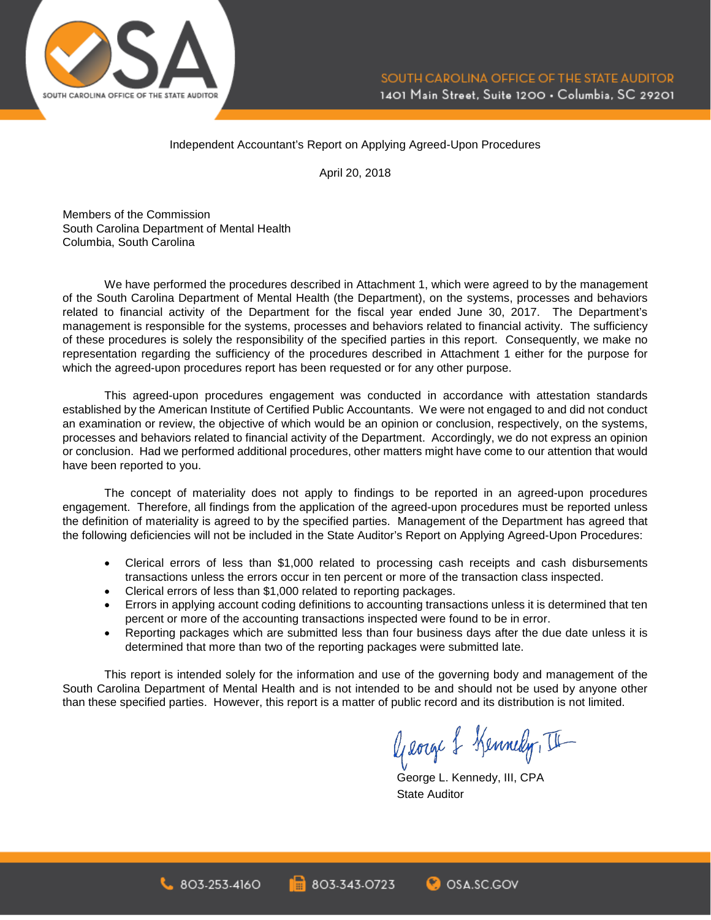Independent Accountant's Report on Applying Agreed-Upon Procedures

April 20, 2018

Members of the Commission
South Carolina Department of Mental Health
Columbia, South Carolina

We have performed the procedures described in Attachment 1, which were agreed to by the management of the South Carolina Department of Mental Health (the Department), on the systems, processes and behaviors related to financial activity of the Department for the fiscal year ended June 30, 2017. The Department's management is responsible for the systems, processes and behaviors related to financial activity. The sufficiency of these procedures is solely the responsibility of the specified parties in this report. Consequently, we make no representation regarding the sufficiency of the procedures described in Attachment 1 either for the purpose for which the agreed-upon procedures report has been requested or for any other purpose.

This agreed-upon procedures engagement was conducted in accordance with attestation standards established by the American Institute of Certified Public Accountants. We were not engaged to and did not conduct an examination or review, the objective of which would be an opinion or conclusion, respectively, on the systems, processes and behaviors related to financial activity of the Department. Accordingly, we do not express an opinion or conclusion. Had we performed additional procedures, other matters might have come to our attention that would have been reported to you.

The concept of materiality does not apply to findings to be reported in an agreed-upon procedures engagement. Therefore, all findings from the application of the agreed-upon procedures must be reported unless the definition of materiality is agreed to by the specified parties. Management of the Department has agreed that the following deficiencies will not be included in the State Auditor's Report on Applying Agreed-Upon Procedures:

- Clerical errors of less than $1,000 related to processing cash receipts and cash disbursements transactions unless the errors occur in ten percent or more of the transaction class inspected.
- Clerical errors of less than $1,000 related to reporting packages.
- Errors in applying account coding definitions to accounting transactions unless it is determined that ten percent or more of the accounting transactions inspected were found to be in error.
- Reporting packages which are submitted less than four business days after the due date unless it is determined that more than two of the reporting packages were submitted late.

This report is intended solely for the information and use of the governing body and management of the South Carolina Department of Mental Health and is not intended to be and should not be used by anyone other than these specified parties. However, this report is a matter of public record and its distribution is not limited.

George L. Kennedy, III, CPA
State Auditor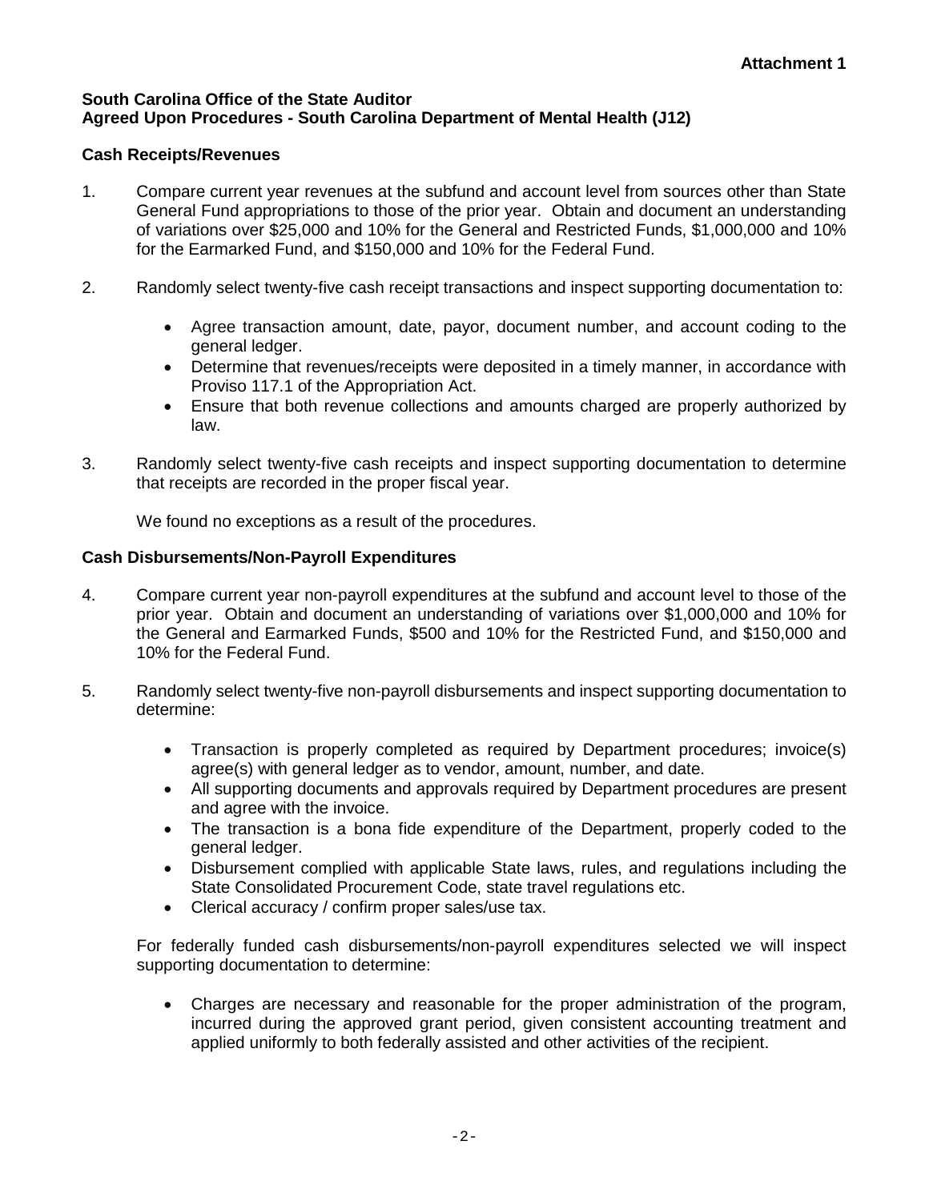**Attachment 1**

**South Carolina Office of the State Auditor**
**Agreed Upon Procedures - South Carolina Department of Mental Health (J12)**

**Cash Receipts/Revenues**

1. Compare current year revenues at the subfund and account level from sources other than State General Fund appropriations to those of the prior year. Obtain and document an understanding of variations over $25,000 and 10% for the General and Restricted Funds, $1,000,000 and 10% for the Earmarked Fund, and $150,000 and 10% for the Federal Fund.

2. Randomly select twenty-five cash receipt transactions and inspect supporting documentation to:

   - Agree transaction amount, date, payor, document number, and account coding to the general ledger.
   - Determine that revenues/receipts were deposited in a timely manner, in accordance with Proviso 117.1 of the Appropriation Act.
   - Ensure that both revenue collections and amounts charged are properly authorized by law.

3. Randomly select twenty-five cash receipts and inspect supporting documentation to determine that receipts are recorded in the proper fiscal year.

   We found no exceptions as a result of the procedures.

**Cash Disbursements/Non-Payroll Expenditures**

4. Compare current year non-payroll expenditures at the subfund and account level to those of the prior year. Obtain and document an understanding of variations over $1,000,000 and 10% for the General and Earmarked Funds, $500 and 10% for the Restricted Fund, and $150,000 and 10% for the Federal Fund.

5. Randomly select twenty-five non-payroll disbursements and inspect supporting documentation to determine:

   - Transaction is properly completed as required by Department procedures; invoice(s) agree(s) with general ledger as to vendor, amount, number, and date.
   - All supporting documents and approvals required by Department procedures are present and agree with the invoice.
   - The transaction is a bona fide expenditure of the Department, properly coded to the general ledger.
   - Disbursement complied with applicable State laws, rules, and regulations including the State Consolidated Procurement Code, state travel regulations etc.
   - Clerical accuracy / confirm proper sales/use tax.

   For federally funded cash disbursements/non-payroll expenditures selected we will inspect supporting documentation to determine:

   - Charges are necessary and reasonable for the proper administration of the program, incurred during the approved grant period, given consistent accounting treatment and applied uniformly to both federally assisted and other activities of the recipient.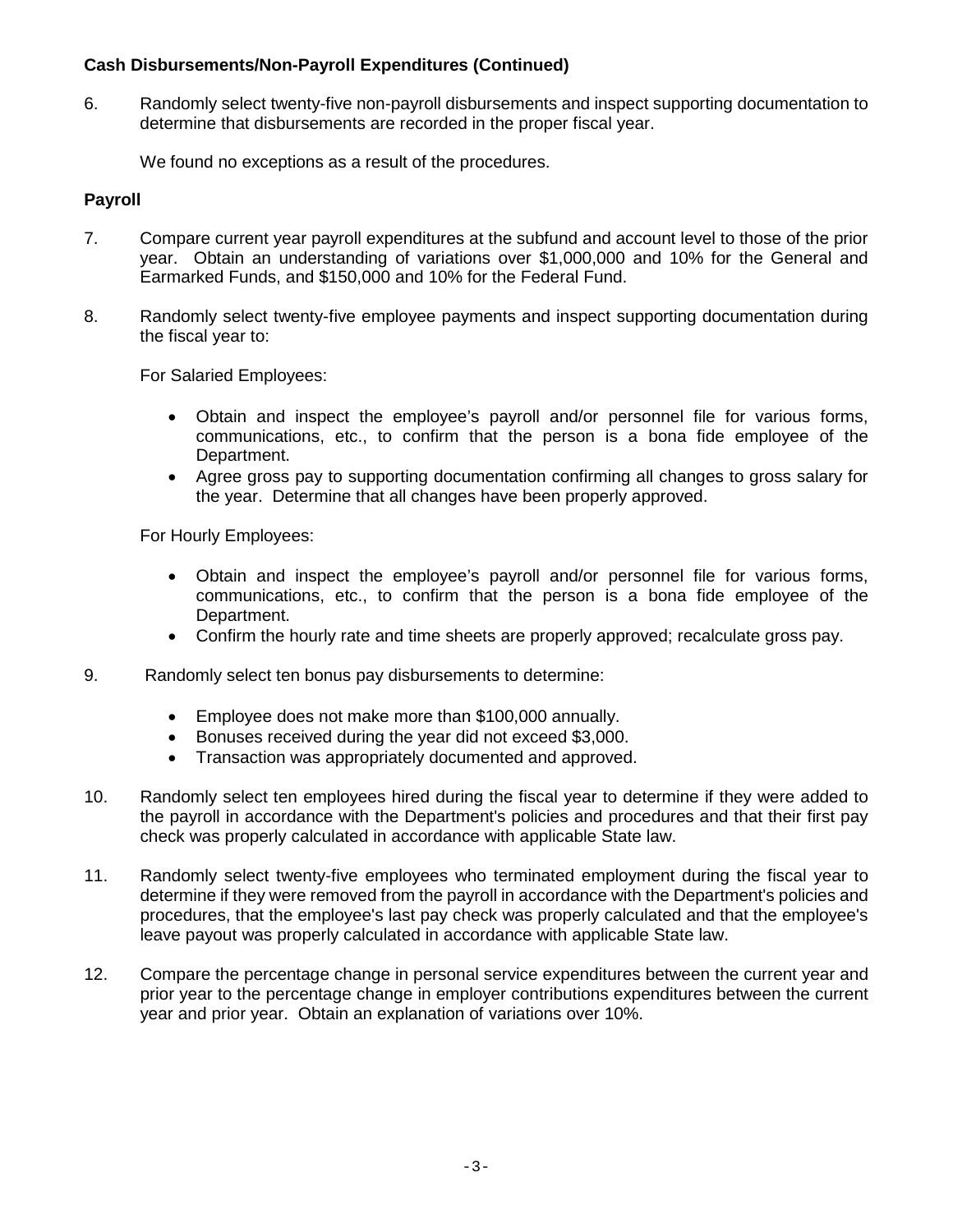**Cash Disbursements/Non-Payroll Expenditures (Continued)**

6. Randomly select twenty-five non-payroll disbursements and inspect supporting documentation to determine that disbursements are recorded in the proper fiscal year.

   We found no exceptions as a result of the procedures.

**Payroll**

7. Compare current year payroll expenditures at the subfund and account level to those of the prior year. Obtain an understanding of variations over $1,000,000 and 10% for the General and Earmarked Funds, and $150,000 and 10% for the Federal Fund.

8. Randomly select twenty-five employee payments and inspect supporting documentation during the fiscal year to:

   For Salaried Employees:

   - Obtain and inspect the employee's payroll and/or personnel file for various forms, communications, etc., to confirm that the person is a bona fide employee of the Department.
   - Agree gross pay to supporting documentation confirming all changes to gross salary for the year. Determine that all changes have been properly approved.

   For Hourly Employees:

   - Obtain and inspect the employee's payroll and/or personnel file for various forms, communications, etc., to confirm that the person is a bona fide employee of the Department.
   - Confirm the hourly rate and time sheets are properly approved; recalculate gross pay.

9. Randomly select ten bonus pay disbursements to determine:

   - Employee does not make more than $100,000 annually.
   - Bonuses received during the year did not exceed $3,000.
   - Transaction was appropriately documented and approved.

10. Randomly select ten employees hired during the fiscal year to determine if they were added to the payroll in accordance with the Department's policies and procedures and that their first pay check was properly calculated in accordance with applicable State law.

11. Randomly select twenty-five employees who terminated employment during the fiscal year to determine if they were removed from the payroll in accordance with the Department's policies and procedures, that the employee's last pay check was properly calculated and that the employee's leave payout was properly calculated in accordance with applicable State law.

12. Compare the percentage change in personal service expenditures between the current year and prior year to the percentage change in employer contributions expenditures between the current year and prior year. Obtain an explanation of variations over 10%.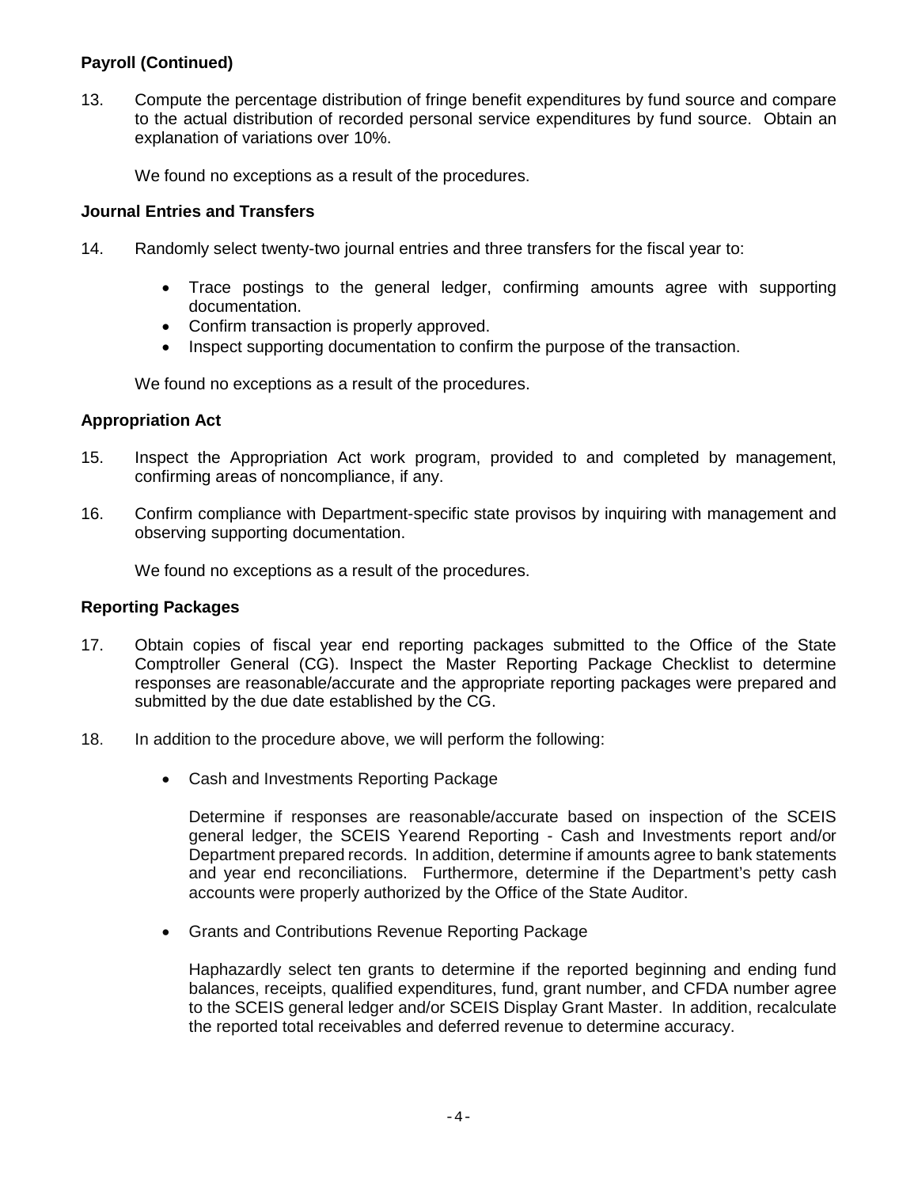**Payroll (Continued)**

13. Compute the percentage distribution of fringe benefit expenditures by fund source and compare to the actual distribution of recorded personal service expenditures by fund source. Obtain an explanation of variations over 10%.

    We found no exceptions as a result of the procedures.

**Journal Entries and Transfers**

14. Randomly select twenty-two journal entries and three transfers for the fiscal year to:

    - Trace postings to the general ledger, confirming amounts agree with supporting documentation.
    - Confirm transaction is properly approved.
    - Inspect supporting documentation to confirm the purpose of the transaction.

    We found no exceptions as a result of the procedures.

**Appropriation Act**

15. Inspect the Appropriation Act work program, provided to and completed by management, confirming areas of noncompliance, if any.

16. Confirm compliance with Department-specific state provisos by inquiring with management and observing supporting documentation.

    We found no exceptions as a result of the procedures.

**Reporting Packages**

17. Obtain copies of fiscal year end reporting packages submitted to the Office of the State Comptroller General (CG). Inspect the Master Reporting Package Checklist to determine responses are reasonable/accurate and the appropriate reporting packages were prepared and submitted by the due date established by the CG.

18. In addition to the procedure above, we will perform the following:

    - Cash and Investments Reporting Package

      Determine if responses are reasonable/accurate based on inspection of the SCEIS general ledger, the SCEIS Yearend Reporting - Cash and Investments report and/or Department prepared records. In addition, determine if amounts agree to bank statements and year end reconciliations. Furthermore, determine if the Department's petty cash accounts were properly authorized by the Office of the State Auditor.

    - Grants and Contributions Revenue Reporting Package

      Haphazardly select ten grants to determine if the reported beginning and ending fund balances, receipts, qualified expenditures, fund, grant number, and CFDA number agree to the SCEIS general ledger and/or SCEIS Display Grant Master. In addition, recalculate the reported total receivables and deferred revenue to determine accuracy.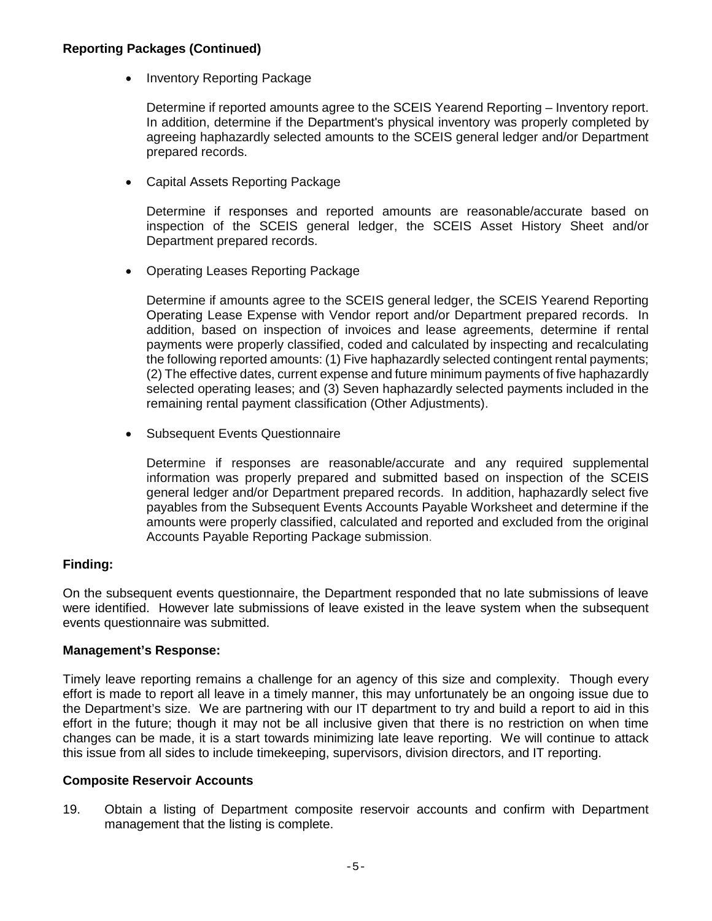**Reporting Packages (Continued)**

- Inventory Reporting Package

  Determine if reported amounts agree to the SCEIS Yearend Reporting – Inventory report. In addition, determine if the Department's physical inventory was properly completed by agreeing haphazardly selected amounts to the SCEIS general ledger and/or Department prepared records.

- Capital Assets Reporting Package

  Determine if responses and reported amounts are reasonable/accurate based on inspection of the SCEIS general ledger, the SCEIS Asset History Sheet and/or Department prepared records.

- Operating Leases Reporting Package

  Determine if amounts agree to the SCEIS general ledger, the SCEIS Yearend Reporting Operating Lease Expense with Vendor report and/or Department prepared records. In addition, based on inspection of invoices and lease agreements, determine if rental payments were properly classified, coded and calculated by inspecting and recalculating the following reported amounts: (1) Five haphazardly selected contingent rental payments; (2) The effective dates, current expense and future minimum payments of five haphazardly selected operating leases; and (3) Seven haphazardly selected payments included in the remaining rental payment classification (Other Adjustments).

- Subsequent Events Questionnaire

  Determine if responses are reasonable/accurate and any required supplemental information was properly prepared and submitted based on inspection of the SCEIS general ledger and/or Department prepared records. In addition, haphazardly select five payables from the Subsequent Events Accounts Payable Worksheet and determine if the amounts were properly classified, calculated and reported and excluded from the original Accounts Payable Reporting Package submission.

**Finding:**

On the subsequent events questionnaire, the Department responded that no late submissions of leave were identified. However late submissions of leave existed in the leave system when the subsequent events questionnaire was submitted.

**Management's Response:**

Timely leave reporting remains a challenge for an agency of this size and complexity. Though every effort is made to report all leave in a timely manner, this may unfortunately be an ongoing issue due to the Department's size. We are partnering with our IT department to try and build a report to aid in this effort in the future; though it may not be all inclusive given that there is no restriction on when time changes can be made, it is a start towards minimizing late leave reporting. We will continue to attack this issue from all sides to include timekeeping, supervisors, division directors, and IT reporting.

**Composite Reservoir Accounts**

19. Obtain a listing of Department composite reservoir accounts and confirm with Department management that the listing is complete.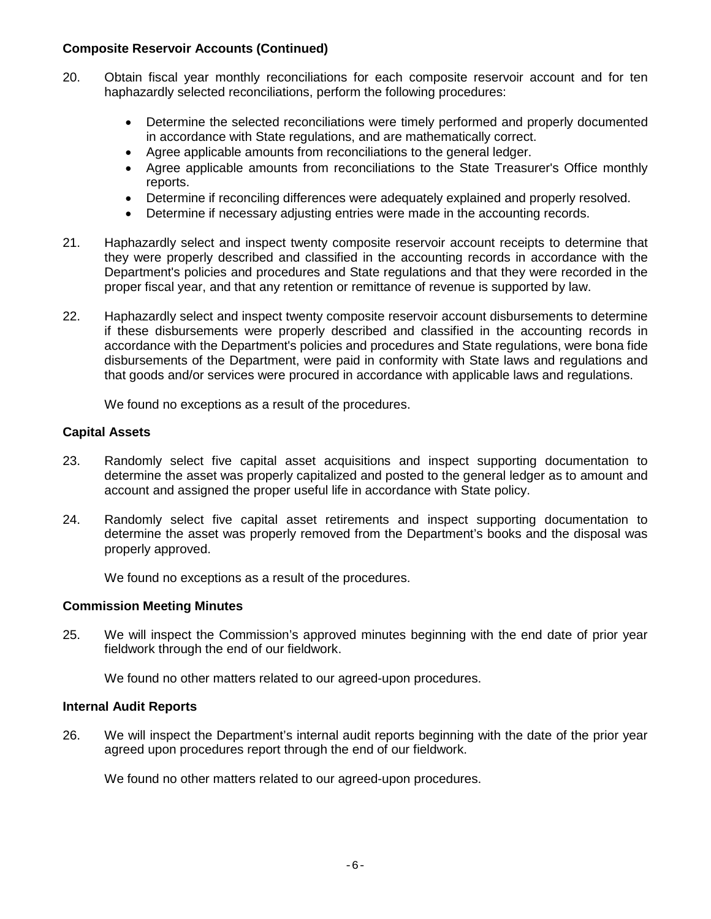### Composite Reservoir Accounts (Continued)

20. Obtain fiscal year monthly reconciliations for each composite reservoir account and for ten haphazardly selected reconciliations, perform the following procedures:

    - Determine the selected reconciliations were timely performed and properly documented in accordance with State regulations, and are mathematically correct.
    - Agree applicable amounts from reconciliations to the general ledger.
    - Agree applicable amounts from reconciliations to the State Treasurer's Office monthly reports.
    - Determine if reconciling differences were adequately explained and properly resolved.
    - Determine if necessary adjusting entries were made in the accounting records.

21. Haphazardly select and inspect twenty composite reservoir account receipts to determine that they were properly described and classified in the accounting records in accordance with the Department's policies and procedures and State regulations and that they were recorded in the proper fiscal year, and that any retention or remittance of revenue is supported by law.

22. Haphazardly select and inspect twenty composite reservoir account disbursements to determine if these disbursements were properly described and classified in the accounting records in accordance with the Department's policies and procedures and State regulations, were bona fide disbursements of the Department, were paid in conformity with State laws and regulations and that goods and/or services were procured in accordance with applicable laws and regulations.

    We found no exceptions as a result of the procedures.

### Capital Assets

23. Randomly select five capital asset acquisitions and inspect supporting documentation to determine the asset was properly capitalized and posted to the general ledger as to amount and account and assigned the proper useful life in accordance with State policy.

24. Randomly select five capital asset retirements and inspect supporting documentation to determine the asset was properly removed from the Department's books and the disposal was properly approved.

    We found no exceptions as a result of the procedures.

### Commission Meeting Minutes

25. We will inspect the Commission's approved minutes beginning with the end date of prior year fieldwork through the end of our fieldwork.

    We found no other matters related to our agreed-upon procedures.

### Internal Audit Reports

26. We will inspect the Department's internal audit reports beginning with the date of the prior year agreed upon procedures report through the end of our fieldwork.

    We found no other matters related to our agreed-upon procedures.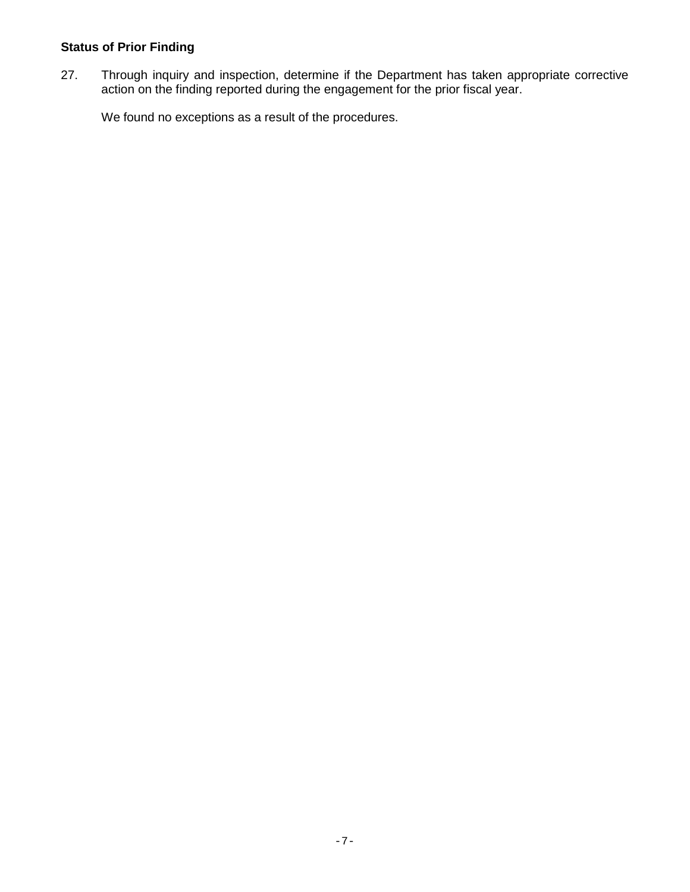**Status of Prior Finding**

27. Through inquiry and inspection, determine if the Department has taken appropriate corrective action on the finding reported during the engagement for the prior fiscal year.

    We found no exceptions as a result of the procedures.